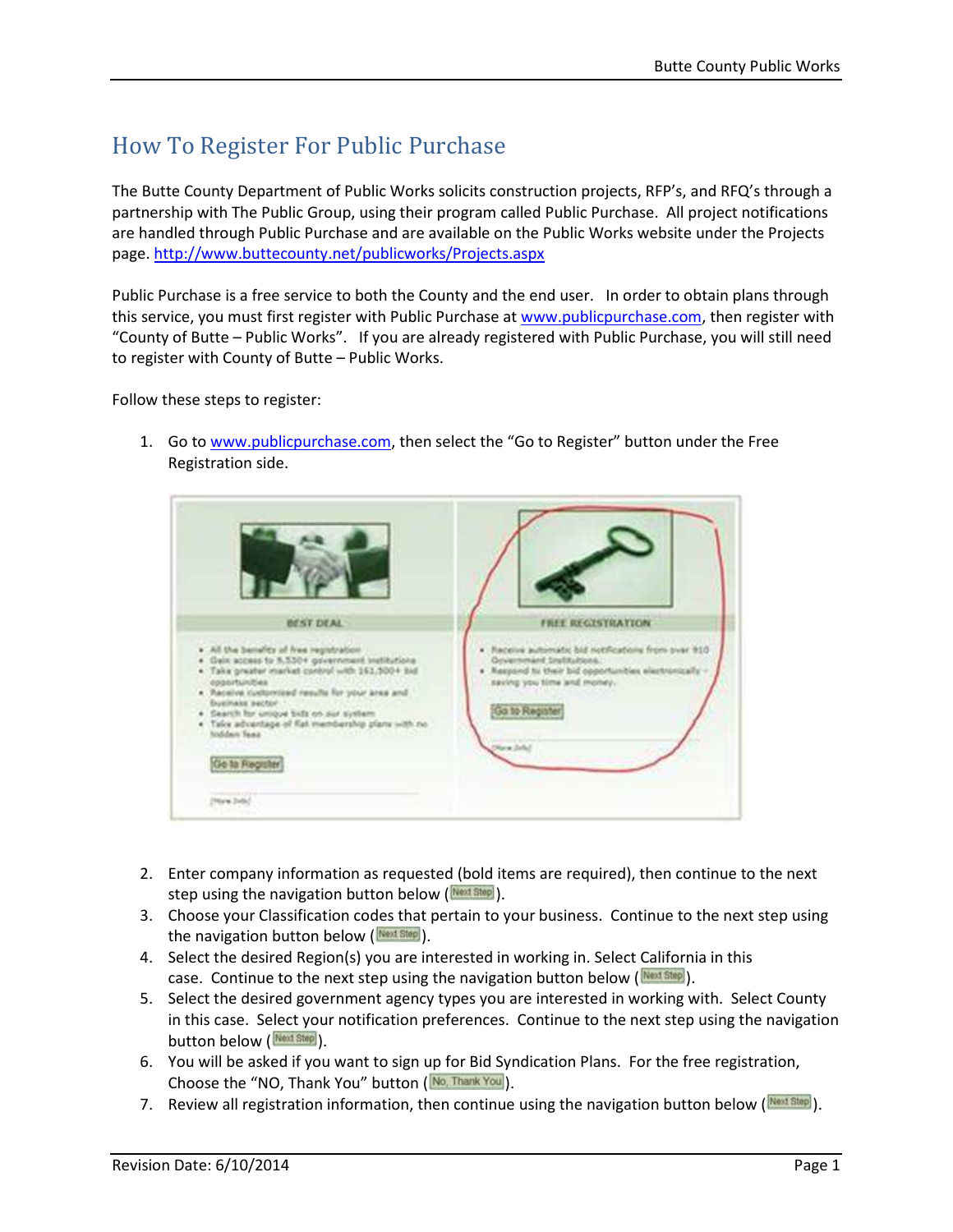# How To Register For Public Purchase

The Butte County Department of Public Works solicits construction projects, RFP's, and RFQ's through a partnership with The Public Group, using their program called Public Purchase. All project notifications are handled through Public Purchase and are available on the Public Works website under the Projects page. http://www.buttecounty.net/publicworks/Projects.aspx

Public Purchase is a free service to both the County and the end user. In order to obtain plans through this service, you must first register with Public Purchase at www.publicpurchase.com, then register with "County of Butte – Public Works". If you are already registered with Public Purchase, you will still need to register with County of Butte – Public Works.

Follow these steps to register:

1. Go to www.publicpurchase.com, then select the "Go to Register" button under the Free Registration side.
2. Enter company information as requested (bold items are required), then continue to the next step using the navigation button below (Next Step).
3. Choose your Classification codes that pertain to your business. Continue to the next step using the navigation button below (Next Step).
4. Select the desired Region(s) you are interested in working in. Select California in this case. Continue to the next step using the navigation button below (Next Step).
5. Select the desired government agency types you are interested in working with. Select County in this case. Select your notification preferences. Continue to the next step using the navigation button below (Next Step).
6. You will be asked if you want to sign up for Bid Syndication Plans. For the free registration, Choose the "NO, Thank You" button (No, Thank You).
7. Review all registration information, then continue using the navigation button below (Next Step).

Revision Date: 6/10/2014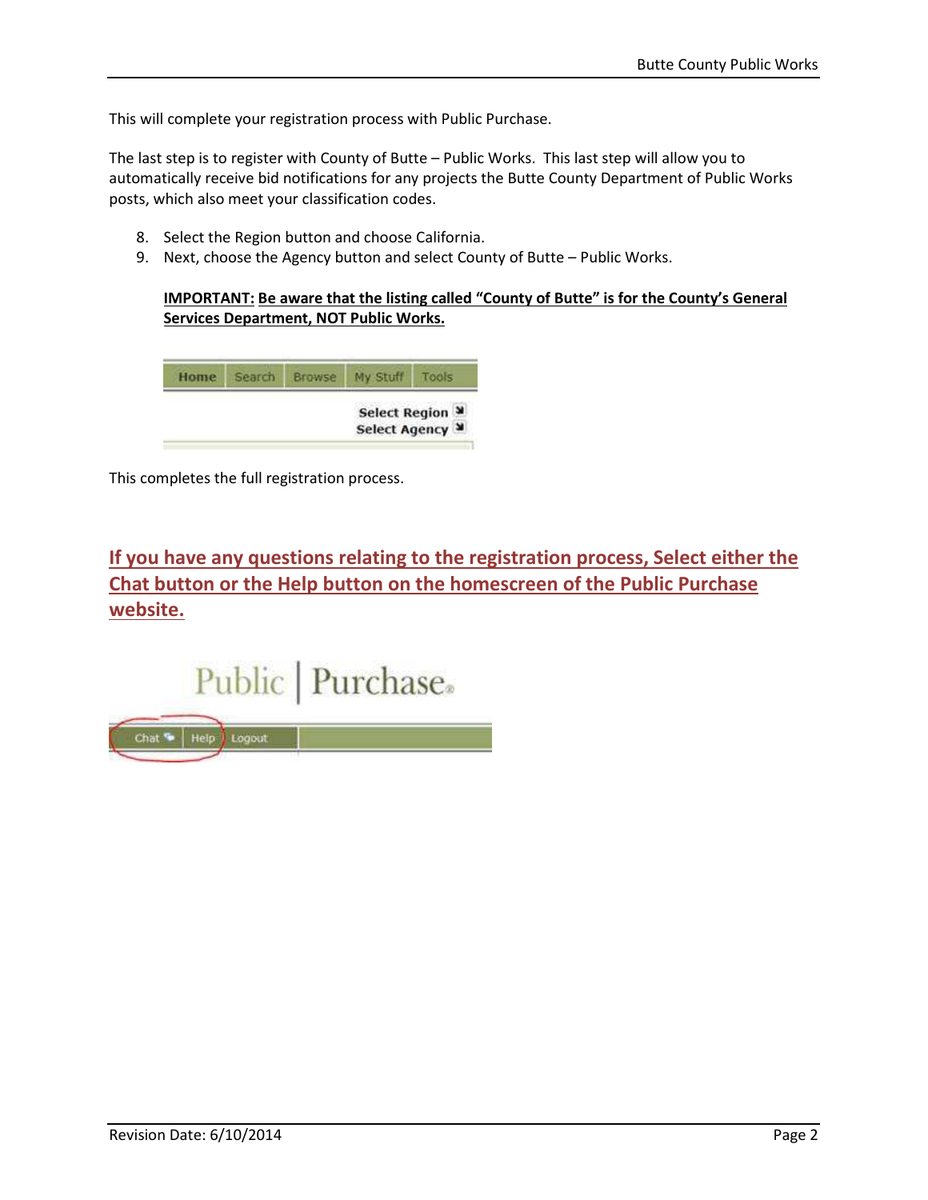This will complete your registration process with Public Purchase.

The last step is to register with County of Butte – Public Works. This last step will allow you to automatically receive bid notifications for any projects the Butte County Department of Public Works posts, which also meet your classification codes.

8. Select the Region button and choose California.
9. Next, choose the Agency button and select County of Butte – Public Works.

   **IMPORTANT: Be aware that the listing called "County of Butte" is for the County's General Services Department, NOT Public Works.**

Home Search Browse My Stuff Tools

Select Region
Select Agency

This completes the full registration process.

## If you have any questions relating to the registration process, Select either the Chat button or the Help button on the homescreen of the Public Purchase website.

Public | Purchase

Chat Help Logout